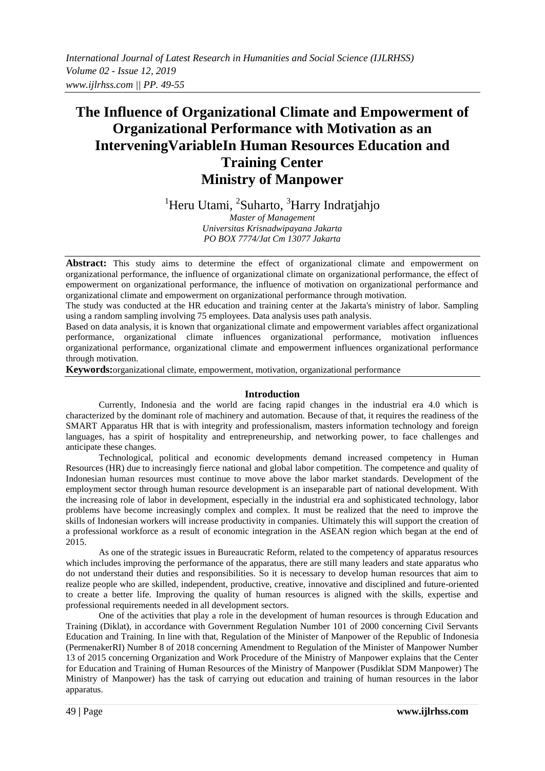# The Influence of Organizational Climate and Empowerment of Organizational Performance with Motivation as an InterveningVariableIn Human Resources Education and Training Center Ministry of Manpower

[1]Heru Utami, [2]Suharto, [3]Harry Indratjahjo

*Master of Management*
*Universitas Krisnadwipayana Jakarta*
*PO BOX 7774/Jat Cm 13077 Jakarta*

**Abstract:** This study aims to determine the effect of organizational climate and empowerment on organizational performance, the influence of organizational climate on organizational performance, the effect of empowerment on organizational performance, the influence of motivation on organizational performance and organizational climate and empowerment on organizational performance through motivation.

The study was conducted at the HR education and training center at the Jakarta's ministry of labor. Sampling using a random sampling involving 75 employees. Data analysis uses path analysis.

Based on data analysis, it is known that organizational climate and empowerment variables affect organizational performance, organizational climate influences organizational performance, motivation influences organizational performance, organizational climate and empowerment influences organizational performance through motivation.

**Keywords:**organizational climate, empowerment, motivation, organizational performance

## Introduction

Currently, Indonesia and the world are facing rapid changes in the industrial era 4.0 which is characterized by the dominant role of machinery and automation. Because of that, it requires the readiness of the SMART Apparatus HR that is with integrity and professionalism, masters information technology and foreign languages, has a spirit of hospitality and entrepreneurship, and networking power, to face challenges and anticipate these changes.

Technological, political and economic developments demand increased competency in Human Resources (HR) due to increasingly fierce national and global labor competition. The competence and quality of Indonesian human resources must continue to move above the labor market standards. Development of the employment sector through human resource development is an inseparable part of national development. With the increasing role of labor in development, especially in the industrial era and sophisticated technology, labor problems have become increasingly complex and complex. It must be realized that the need to improve the skills of Indonesian workers will increase productivity in companies. Ultimately this will support the creation of a professional workforce as a result of economic integration in the ASEAN region which began at the end of 2015.

As one of the strategic issues in Bureaucratic Reform, related to the competency of apparatus resources which includes improving the performance of the apparatus, there are still many leaders and state apparatus who do not understand their duties and responsibilities. So it is necessary to develop human resources that aim to realize people who are skilled, independent, productive, creative, innovative and disciplined and future-oriented to create a better life. Improving the quality of human resources is aligned with the skills, expertise and professional requirements needed in all development sectors.

One of the activities that play a role in the development of human resources is through Education and Training (Diklat), in accordance with Government Regulation Number 101 of 2000 concerning Civil Servants Education and Training. In line with that, Regulation of the Minister of Manpower of the Republic of Indonesia (PermenakerRI) Number 8 of 2018 concerning Amendment to Regulation of the Minister of Manpower Number 13 of 2015 concerning Organization and Work Procedure of the Ministry of Manpower explains that the Center for Education and Training of Human Resources of the Ministry of Manpower (Pusdiklat SDM Manpower) The Ministry of Manpower) has the task of carrying out education and training of human resources in the labor apparatus.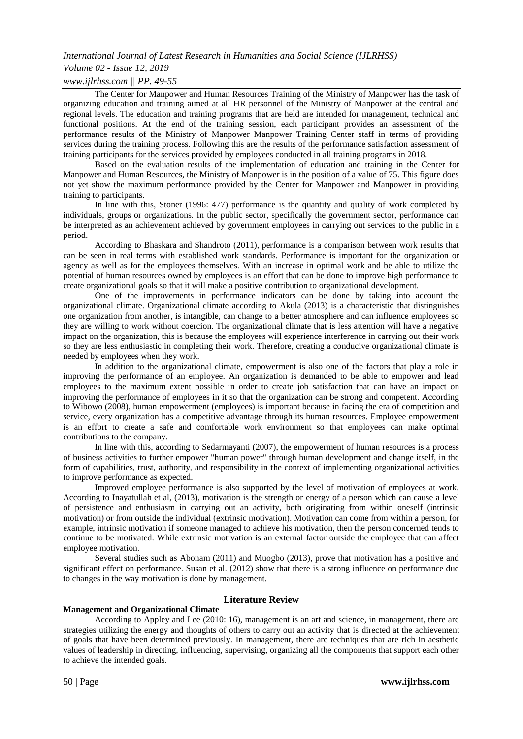The Center for Manpower and Human Resources Training of the Ministry of Manpower has the task of organizing education and training aimed at all HR personnel of the Ministry of Manpower at the central and regional levels. The education and training programs that are held are intended for management, technical and functional positions. At the end of the training session, each participant provides an assessment of the performance results of the Ministry of Manpower Manpower Training Center staff in terms of providing services during the training process. Following this are the results of the performance satisfaction assessment of training participants for the services provided by employees conducted in all training programs in 2018.

Based on the evaluation results of the implementation of education and training in the Center for Manpower and Human Resources, the Ministry of Manpower is in the position of a value of 75. This figure does not yet show the maximum performance provided by the Center for Manpower and Manpower in providing training to participants.

In line with this, Stoner (1996: 477) performance is the quantity and quality of work completed by individuals, groups or organizations. In the public sector, specifically the government sector, performance can be interpreted as an achievement achieved by government employees in carrying out services to the public in a period.

According to Bhaskara and Shandroto (2011), performance is a comparison between work results that can be seen in real terms with established work standards. Performance is important for the organization or agency as well as for the employees themselves. With an increase in optimal work and be able to utilize the potential of human resources owned by employees is an effort that can be done to improve high performance to create organizational goals so that it will make a positive contribution to organizational development.

One of the improvements in performance indicators can be done by taking into account the organizational climate. Organizational climate according to Akula (2013) is a characteristic that distinguishes one organization from another, is intangible, can change to a better atmosphere and can influence employees so they are willing to work without coercion. The organizational climate that is less attention will have a negative impact on the organization, this is because the employees will experience interference in carrying out their work so they are less enthusiastic in completing their work. Therefore, creating a conducive organizational climate is needed by employees when they work.

In addition to the organizational climate, empowerment is also one of the factors that play a role in improving the performance of an employee. An organization is demanded to be able to empower and lead employees to the maximum extent possible in order to create job satisfaction that can have an impact on improving the performance of employees in it so that the organization can be strong and competent. According to Wibowo (2008), human empowerment (employees) is important because in facing the era of competition and service, every organization has a competitive advantage through its human resources. Employee empowerment is an effort to create a safe and comfortable work environment so that employees can make optimal contributions to the company.

In line with this, according to Sedarmayanti (2007), the empowerment of human resources is a process of business activities to further empower "human power" through human development and change itself, in the form of capabilities, trust, authority, and responsibility in the context of implementing organizational activities to improve performance as expected.

Improved employee performance is also supported by the level of motivation of employees at work. According to Inayatullah et al, (2013), motivation is the strength or energy of a person which can cause a level of persistence and enthusiasm in carrying out an activity, both originating from within oneself (intrinsic motivation) or from outside the individual (extrinsic motivation). Motivation can come from within a person, for example, intrinsic motivation if someone managed to achieve his motivation, then the person concerned tends to continue to be motivated. While extrinsic motivation is an external factor outside the employee that can affect employee motivation.

Several studies such as Abonam (2011) and Muogbo (2013), prove that motivation has a positive and significant effect on performance. Susan et al. (2012) show that there is a strong influence on performance due to changes in the way motivation is done by management.

## Literature Review

### Management and Organizational Climate

According to Appley and Lee (2010: 16), management is an art and science, in management, there are strategies utilizing the energy and thoughts of others to carry out an activity that is directed at the achievement of goals that have been determined previously. In management, there are techniques that are rich in aesthetic values of leadership in directing, influencing, supervising, organizing all the components that support each other to achieve the intended goals.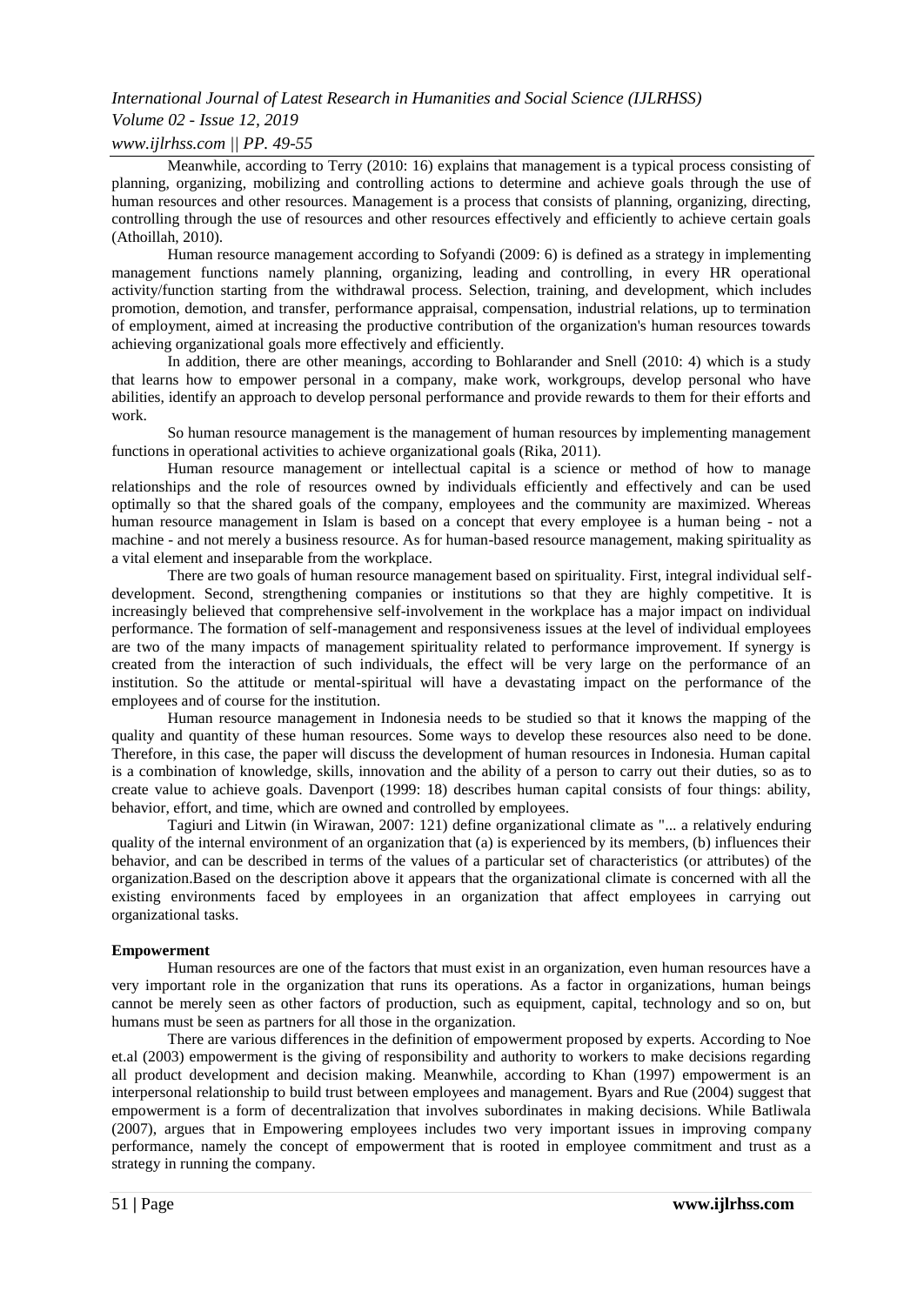Meanwhile, according to Terry (2010: 16) explains that management is a typical process consisting of planning, organizing, mobilizing and controlling actions to determine and achieve goals through the use of human resources and other resources. Management is a process that consists of planning, organizing, directing, controlling through the use of resources and other resources effectively and efficiently to achieve certain goals (Athoillah, 2010).

Human resource management according to Sofyandi (2009: 6) is defined as a strategy in implementing management functions namely planning, organizing, leading and controlling, in every HR operational activity/function starting from the withdrawal process. Selection, training, and development, which includes promotion, demotion, and transfer, performance appraisal, compensation, industrial relations, up to termination of employment, aimed at increasing the productive contribution of the organization's human resources towards achieving organizational goals more effectively and efficiently.

In addition, there are other meanings, according to Bohlarander and Snell (2010: 4) which is a study that learns how to empower personal in a company, make work, workgroups, develop personal who have abilities, identify an approach to develop personal performance and provide rewards to them for their efforts and work.

So human resource management is the management of human resources by implementing management functions in operational activities to achieve organizational goals (Rika, 2011).

Human resource management or intellectual capital is a science or method of how to manage relationships and the role of resources owned by individuals efficiently and effectively and can be used optimally so that the shared goals of the company, employees and the community are maximized. Whereas human resource management in Islam is based on a concept that every employee is a human being - not a machine - and not merely a business resource. As for human-based resource management, making spirituality as a vital element and inseparable from the workplace.

There are two goals of human resource management based on spirituality. First, integral individual self-development. Second, strengthening companies or institutions so that they are highly competitive. It is increasingly believed that comprehensive self-involvement in the workplace has a major impact on individual performance. The formation of self-management and responsiveness issues at the level of individual employees are two of the many impacts of management spirituality related to performance improvement. If synergy is created from the interaction of such individuals, the effect will be very large on the performance of an institution. So the attitude or mental-spiritual will have a devastating impact on the performance of the employees and of course for the institution.

Human resource management in Indonesia needs to be studied so that it knows the mapping of the quality and quantity of these human resources. Some ways to develop these resources also need to be done. Therefore, in this case, the paper will discuss the development of human resources in Indonesia. Human capital is a combination of knowledge, skills, innovation and the ability of a person to carry out their duties, so as to create value to achieve goals. Davenport (1999: 18) describes human capital consists of four things: ability, behavior, effort, and time, which are owned and controlled by employees.

Tagiuri and Litwin (in Wirawan, 2007: 121) define organizational climate as "... a relatively enduring quality of the internal environment of an organization that (a) is experienced by its members, (b) influences their behavior, and can be described in terms of the values of a particular set of characteristics (or attributes) of the organization.Based on the description above it appears that the organizational climate is concerned with all the existing environments faced by employees in an organization that affect employees in carrying out organizational tasks.

**Empowerment**

Human resources are one of the factors that must exist in an organization, even human resources have a very important role in the organization that runs its operations. As a factor in organizations, human beings cannot be merely seen as other factors of production, such as equipment, capital, technology and so on, but humans must be seen as partners for all those in the organization.

There are various differences in the definition of empowerment proposed by experts. According to Noe et.al (2003) empowerment is the giving of responsibility and authority to workers to make decisions regarding all product development and decision making. Meanwhile, according to Khan (1997) empowerment is an interpersonal relationship to build trust between employees and management. Byars and Rue (2004) suggest that empowerment is a form of decentralization that involves subordinates in making decisions. While Batliwala (2007), argues that in Empowering employees includes two very important issues in improving company performance, namely the concept of empowerment that is rooted in employee commitment and trust as a strategy in running the company.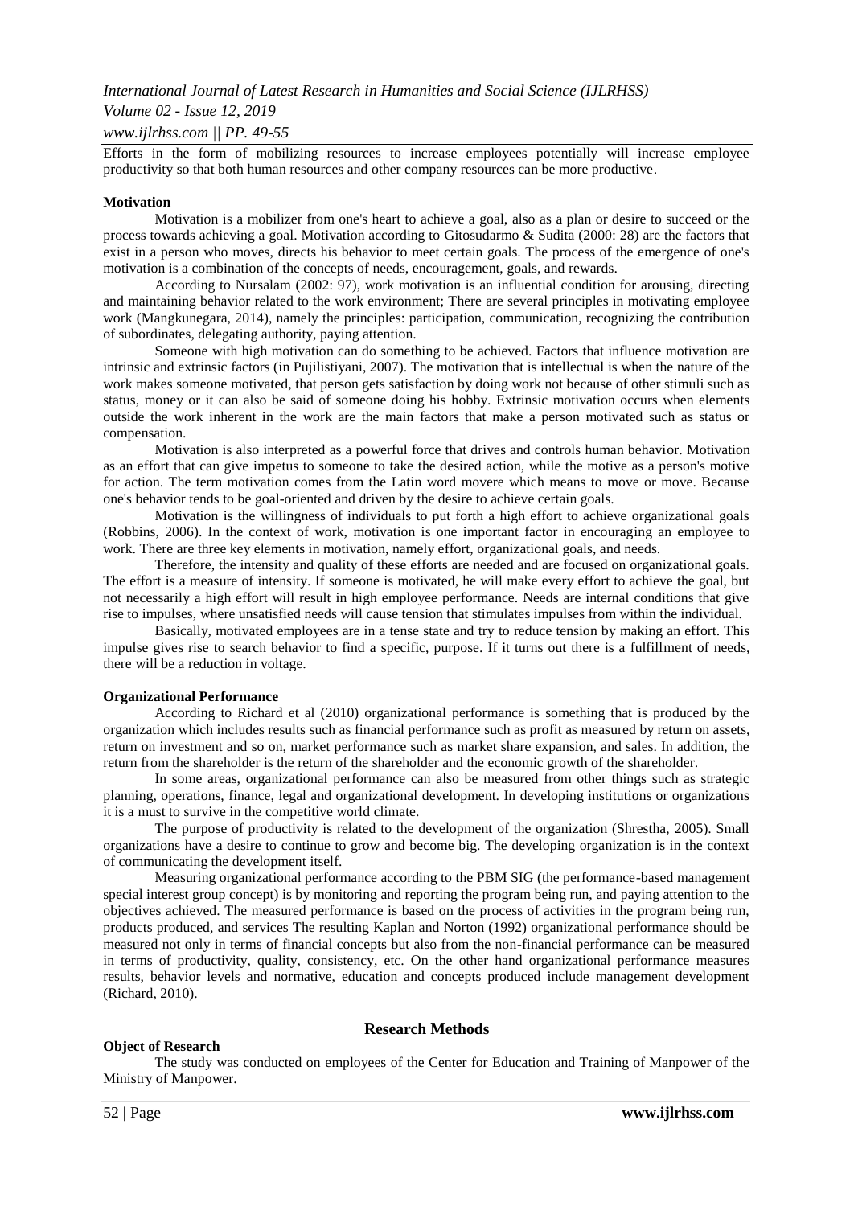Efforts in the form of mobilizing resources to increase employees potentially will increase employee productivity so that both human resources and other company resources can be more productive.

**Motivation**

Motivation is a mobilizer from one's heart to achieve a goal, also as a plan or desire to succeed or the process towards achieving a goal. Motivation according to Gitosudarmo & Sudita (2000: 28) are the factors that exist in a person who moves, directs his behavior to meet certain goals. The process of the emergence of one's motivation is a combination of the concepts of needs, encouragement, goals, and rewards.

According to Nursalam (2002: 97), work motivation is an influential condition for arousing, directing and maintaining behavior related to the work environment; There are several principles in motivating employee work (Mangkunegara, 2014), namely the principles: participation, communication, recognizing the contribution of subordinates, delegating authority, paying attention.

Someone with high motivation can do something to be achieved. Factors that influence motivation are intrinsic and extrinsic factors (in Pujilistiyani, 2007). The motivation that is intellectual is when the nature of the work makes someone motivated, that person gets satisfaction by doing work not because of other stimuli such as status, money or it can also be said of someone doing his hobby. Extrinsic motivation occurs when elements outside the work inherent in the work are the main factors that make a person motivated such as status or compensation.

Motivation is also interpreted as a powerful force that drives and controls human behavior. Motivation as an effort that can give impetus to someone to take the desired action, while the motive as a person's motive for action. The term motivation comes from the Latin word movere which means to move or move. Because one's behavior tends to be goal-oriented and driven by the desire to achieve certain goals.

Motivation is the willingness of individuals to put forth a high effort to achieve organizational goals (Robbins, 2006). In the context of work, motivation is one important factor in encouraging an employee to work. There are three key elements in motivation, namely effort, organizational goals, and needs.

Therefore, the intensity and quality of these efforts are needed and are focused on organizational goals. The effort is a measure of intensity. If someone is motivated, he will make every effort to achieve the goal, but not necessarily a high effort will result in high employee performance. Needs are internal conditions that give rise to impulses, where unsatisfied needs will cause tension that stimulates impulses from within the individual.

Basically, motivated employees are in a tense state and try to reduce tension by making an effort. This impulse gives rise to search behavior to find a specific, purpose. If it turns out there is a fulfillment of needs, there will be a reduction in voltage.

**Organizational Performance**

According to Richard et al (2010) organizational performance is something that is produced by the organization which includes results such as financial performance such as profit as measured by return on assets, return on investment and so on, market performance such as market share expansion, and sales. In addition, the return from the shareholder is the return of the shareholder and the economic growth of the shareholder.

In some areas, organizational performance can also be measured from other things such as strategic planning, operations, finance, legal and organizational development. In developing institutions or organizations it is a must to survive in the competitive world climate.

The purpose of productivity is related to the development of the organization (Shrestha, 2005). Small organizations have a desire to continue to grow and become big. The developing organization is in the context of communicating the development itself.

Measuring organizational performance according to the PBM SIG (the performance-based management special interest group concept) is by monitoring and reporting the program being run, and paying attention to the objectives achieved. The measured performance is based on the process of activities in the program being run, products produced, and services The resulting Kaplan and Norton (1992) organizational performance should be measured not only in terms of financial concepts but also from the non-financial performance can be measured in terms of productivity, quality, consistency, etc. On the other hand organizational performance measures results, behavior levels and normative, education and concepts produced include management development (Richard, 2010).

## Research Methods

**Object of Research**

The study was conducted on employees of the Center for Education and Training of Manpower of the Ministry of Manpower.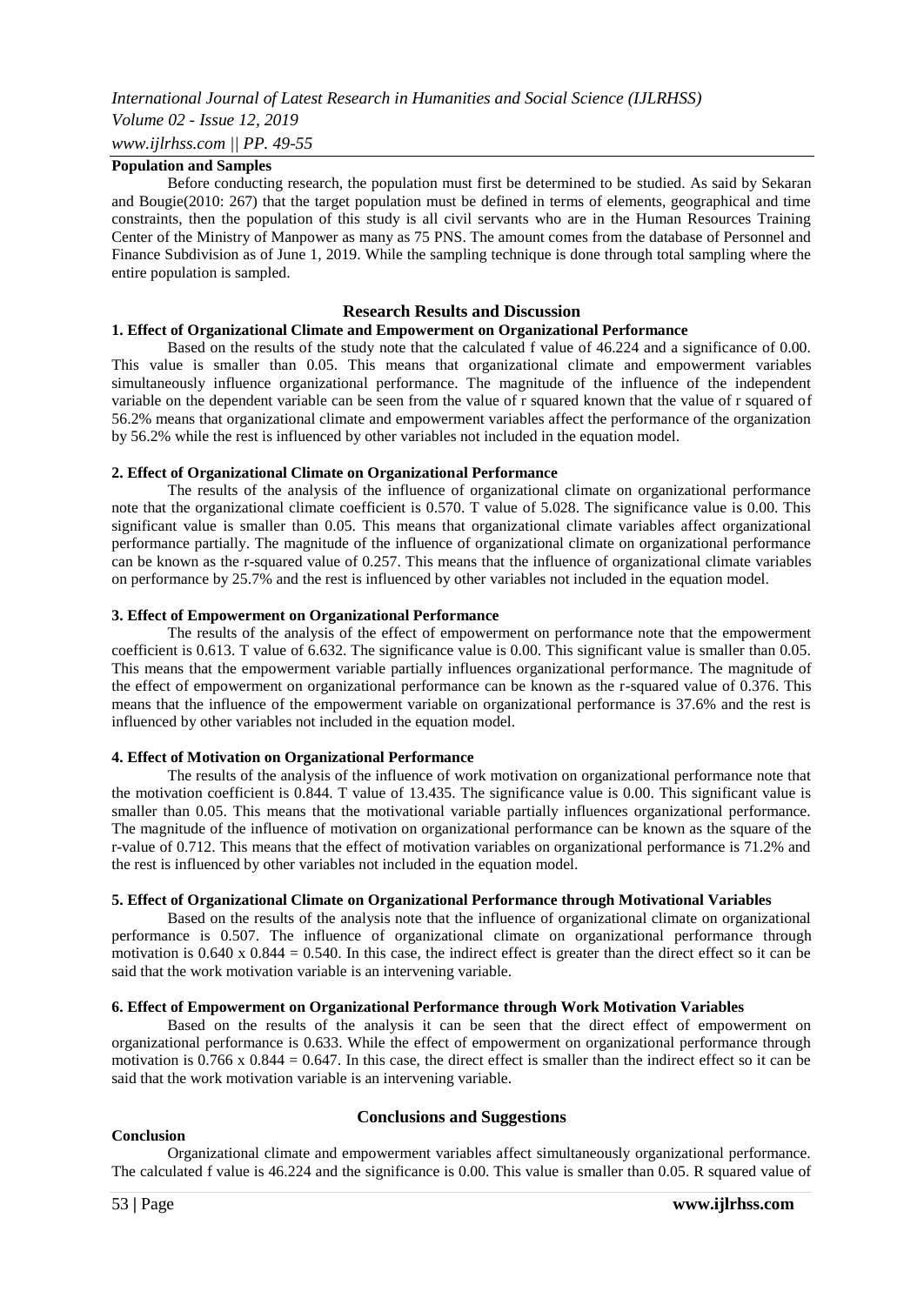**Population and Samples**

Before conducting research, the population must first be determined to be studied. As said by Sekaran and Bougie(2010: 267) that the target population must be defined in terms of elements, geographical and time constraints, then the population of this study is all civil servants who are in the Human Resources Training Center of the Ministry of Manpower as many as 75 PNS. The amount comes from the database of Personnel and Finance Subdivision as of June 1, 2019. While the sampling technique is done through total sampling where the entire population is sampled.

## Research Results and Discussion

### 1. Effect of Organizational Climate and Empowerment on Organizational Performance

Based on the results of the study note that the calculated f value of 46.224 and a significance of 0.00. This value is smaller than 0.05. This means that organizational climate and empowerment variables simultaneously influence organizational performance. The magnitude of the influence of the independent variable on the dependent variable can be seen from the value of r squared known that the value of r squared of 56.2% means that organizational climate and empowerment variables affect the performance of the organization by 56.2% while the rest is influenced by other variables not included in the equation model.

### 2. Effect of Organizational Climate on Organizational Performance

The results of the analysis of the influence of organizational climate on organizational performance note that the organizational climate coefficient is 0.570. T value of 5.028. The significance value is 0.00. This significant value is smaller than 0.05. This means that organizational climate variables affect organizational performance partially. The magnitude of the influence of organizational climate on organizational performance can be known as the r-squared value of 0.257. This means that the influence of organizational climate variables on performance by 25.7% and the rest is influenced by other variables not included in the equation model.

### 3. Effect of Empowerment on Organizational Performance

The results of the analysis of the effect of empowerment on performance note that the empowerment coefficient is 0.613. T value of 6.632. The significance value is 0.00. This significant value is smaller than 0.05. This means that the empowerment variable partially influences organizational performance. The magnitude of the effect of empowerment on organizational performance can be known as the r-squared value of 0.376. This means that the influence of the empowerment variable on organizational performance is 37.6% and the rest is influenced by other variables not included in the equation model.

### 4. Effect of Motivation on Organizational Performance

The results of the analysis of the influence of work motivation on organizational performance note that the motivation coefficient is 0.844. T value of 13.435. The significance value is 0.00. This significant value is smaller than 0.05. This means that the motivational variable partially influences organizational performance. The magnitude of the influence of motivation on organizational performance can be known as the square of the r-value of 0.712. This means that the effect of motivation variables on organizational performance is 71.2% and the rest is influenced by other variables not included in the equation model.

### 5. Effect of Organizational Climate on Organizational Performance through Motivational Variables

Based on the results of the analysis note that the influence of organizational climate on organizational performance is 0.507. The influence of organizational climate on organizational performance through motivation is $0.640 \times 0.844 = 0.540$. In this case, the indirect effect is greater than the direct effect so it can be said that the work motivation variable is an intervening variable.

### 6. Effect of Empowerment on Organizational Performance through Work Motivation Variables

Based on the results of the analysis it can be seen that the direct effect of empowerment on organizational performance is 0.633. While the effect of empowerment on organizational performance through motivation is $0.766 \times 0.844 = 0.647$. In this case, the direct effect is smaller than the indirect effect so it can be said that the work motivation variable is an intervening variable.

## Conclusions and Suggestions

**Conclusion**

Organizational climate and empowerment variables affect simultaneously organizational performance. The calculated f value is 46.224 and the significance is 0.00. This value is smaller than 0.05. R squared value of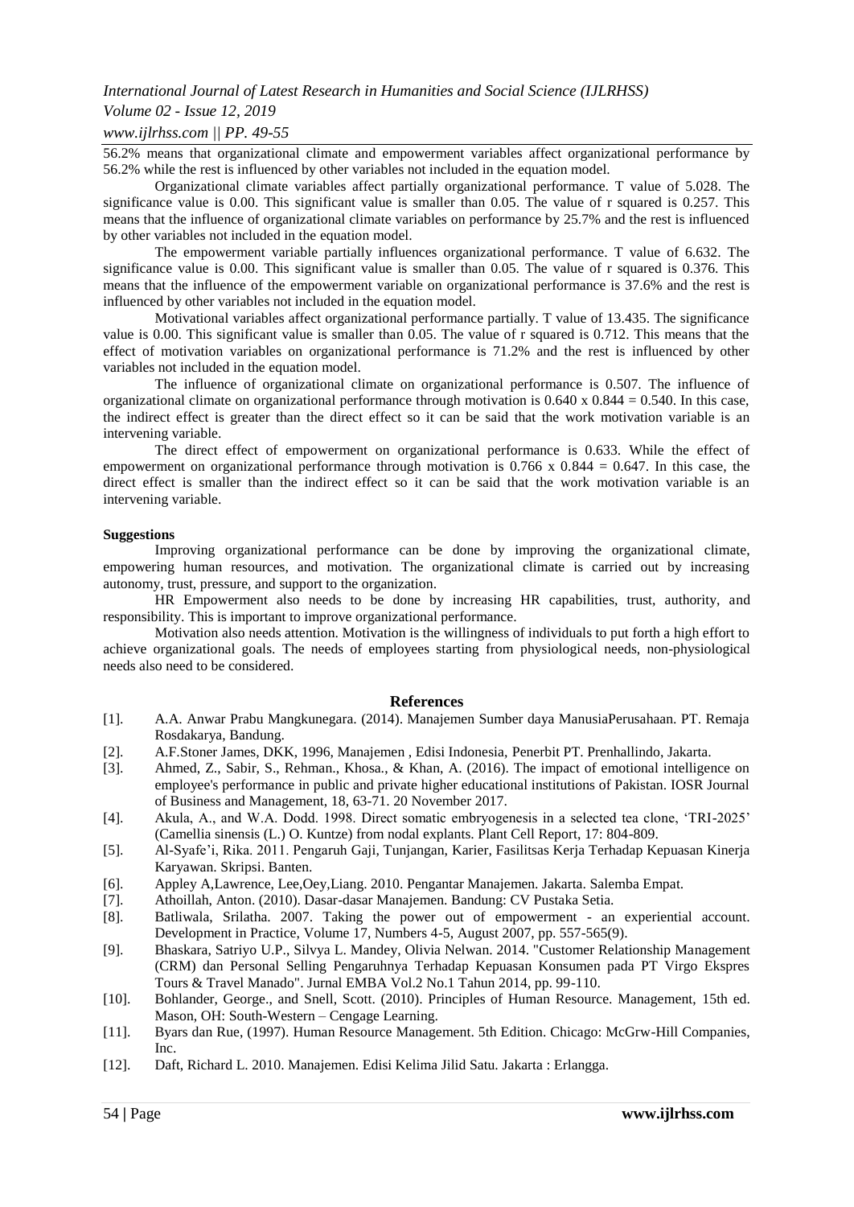56.2% means that organizational climate and empowerment variables affect organizational performance by 56.2% while the rest is influenced by other variables not included in the equation model.

Organizational climate variables affect partially organizational performance. T value of 5.028. The significance value is 0.00. This significant value is smaller than 0.05. The value of r squared is 0.257. This means that the influence of organizational climate variables on performance by 25.7% and the rest is influenced by other variables not included in the equation model.

The empowerment variable partially influences organizational performance. T value of 6.632. The significance value is 0.00. This significant value is smaller than 0.05. The value of r squared is 0.376. This means that the influence of the empowerment variable on organizational performance is 37.6% and the rest is influenced by other variables not included in the equation model.

Motivational variables affect organizational performance partially. T value of 13.435. The significance value is 0.00. This significant value is smaller than 0.05. The value of r squared is 0.712. This means that the effect of motivation variables on organizational performance is 71.2% and the rest is influenced by other variables not included in the equation model.

The influence of organizational climate on organizational performance is 0.507. The influence of organizational climate on organizational performance through motivation is 0.640 x 0.844 = 0.540. In this case, the indirect effect is greater than the direct effect so it can be said that the work motivation variable is an intervening variable.

The direct effect of empowerment on organizational performance is 0.633. While the effect of empowerment on organizational performance through motivation is 0.766 x 0.844 = 0.647. In this case, the direct effect is smaller than the indirect effect so it can be said that the work motivation variable is an intervening variable.

**Suggestions**

Improving organizational performance can be done by improving the organizational climate, empowering human resources, and motivation. The organizational climate is carried out by increasing autonomy, trust, pressure, and support to the organization.

HR Empowerment also needs to be done by increasing HR capabilities, trust, authority, and responsibility. This is important to improve organizational performance.

Motivation also needs attention. Motivation is the willingness of individuals to put forth a high effort to achieve organizational goals. The needs of employees starting from physiological needs, non-physiological needs also need to be considered.

## References

[1]. A.A. Anwar Prabu Mangkunegara. (2014). Manajemen Sumber daya ManusiaPerusahaan. PT. Remaja Rosdakarya, Bandung.

[2]. A.F.Stoner James, DKK, 1996, Manajemen , Edisi Indonesia, Penerbit PT. Prenhallindo, Jakarta.

[3]. Ahmed, Z., Sabir, S., Rehman., Khosa., & Khan, A. (2016). The impact of emotional intelligence on employee's performance in public and private higher educational institutions of Pakistan. IOSR Journal of Business and Management, 18, 63-71. 20 November 2017.

[4]. Akula, A., and W.A. Dodd. 1998. Direct somatic embryogenesis in a selected tea clone, 'TRI-2025' (Camellia sinensis (L.) O. Kuntze) from nodal explants. Plant Cell Report, 17: 804-809.

[5]. Al-Syafe'i, Rika. 2011. Pengaruh Gaji, Tunjangan, Karier, Fasilitsas Kerja Terhadap Kepuasan Kinerja Karyawan. Skripsi. Banten.

[6]. Appley A,Lawrence, Lee,Oey,Liang. 2010. Pengantar Manajemen. Jakarta. Salemba Empat.

[7]. Athoillah, Anton. (2010). Dasar-dasar Manajemen. Bandung: CV Pustaka Setia.

[8]. Batliwala, Srilatha. 2007. Taking the power out of empowerment - an experiential account. Development in Practice, Volume 17, Numbers 4-5, August 2007, pp. 557-565(9).

[9]. Bhaskara, Satriyo U.P., Silvya L. Mandey, Olivia Nelwan. 2014. "Customer Relationship Management (CRM) dan Personal Selling Pengaruhnya Terhadap Kepuasan Konsumen pada PT Virgo Ekspres Tours & Travel Manado". Jurnal EMBA Vol.2 No.1 Tahun 2014, pp. 99-110.

[10]. Bohlander, George., and Snell, Scott. (2010). Principles of Human Resource. Management, 15th ed. Mason, OH: South-Western – Cengage Learning.

[11]. Byars dan Rue, (1997). Human Resource Management. 5th Edition. Chicago: McGrw-Hill Companies, Inc.

[12]. Daft, Richard L. 2010. Manajemen. Edisi Kelima Jilid Satu. Jakarta : Erlangga.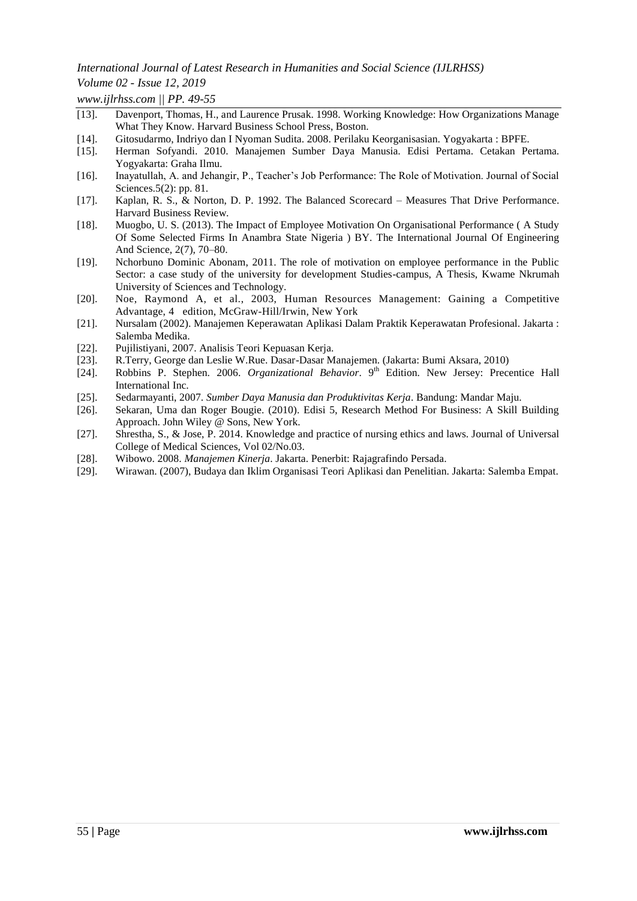[13]. Davenport, Thomas, H., and Laurence Prusak. 1998. Working Knowledge: How Organizations Manage What They Know. Harvard Business School Press, Boston.

[14]. Gitosudarmo, Indriyo dan I Nyoman Sudita. 2008. Perilaku Keorganisasian. Yogyakarta : BPFE.

[15]. Herman Sofyandi. 2010. Manajemen Sumber Daya Manusia. Edisi Pertama. Cetakan Pertama. Yogyakarta: Graha Ilmu.

[16]. Inayatullah, A. and Jehangir, P., Teacher's Job Performance: The Role of Motivation. Journal of Social Sciences.5(2): pp. 81.

[17]. Kaplan, R. S., & Norton, D. P. 1992. The Balanced Scorecard – Measures That Drive Performance. Harvard Business Review.

[18]. Muogbo, U. S. (2013). The Impact of Employee Motivation On Organisational Performance ( A Study Of Some Selected Firms In Anambra State Nigeria ) BY. The International Journal Of Engineering And Science, 2(7), 70–80.

[19]. Nchorbuno Dominic Abonam, 2011. The role of motivation on employee performance in the Public Sector: a case study of the university for development Studies-campus, A Thesis, Kwame Nkrumah University of Sciences and Technology.

[20]. Noe, Raymond A, et al., 2003, Human Resources Management: Gaining a Competitive Advantage, 4 edition, McGraw-Hill/Irwin, New York

[21]. Nursalam (2002). Manajemen Keperawatan Aplikasi Dalam Praktik Keperawatan Profesional. Jakarta : Salemba Medika.

[22]. Pujilistiyani, 2007. Analisis Teori Kepuasan Kerja.

[23]. R.Terry, George dan Leslie W.Rue. Dasar-Dasar Manajemen. (Jakarta: Bumi Aksara, 2010)

[24]. Robbins P. Stephen. 2006. *Organizational Behavior*. 9th Edition. New Jersey: Precentice Hall International Inc.

[25]. Sedarmayanti, 2007. *Sumber Daya Manusia dan Produktivitas Kerja*. Bandung: Mandar Maju.

[26]. Sekaran, Uma dan Roger Bougie. (2010). Edisi 5, Research Method For Business: A Skill Building Approach. John Wiley @ Sons, New York.

[27]. Shrestha, S., & Jose, P. 2014. Knowledge and practice of nursing ethics and laws. Journal of Universal College of Medical Sciences, Vol 02/No.03.

[28]. Wibowo. 2008. *Manajemen Kinerja*. Jakarta. Penerbit: Rajagrafindo Persada.

[29]. Wirawan. (2007), Budaya dan Iklim Organisasi Teori Aplikasi dan Penelitian. Jakarta: Salemba Empat.